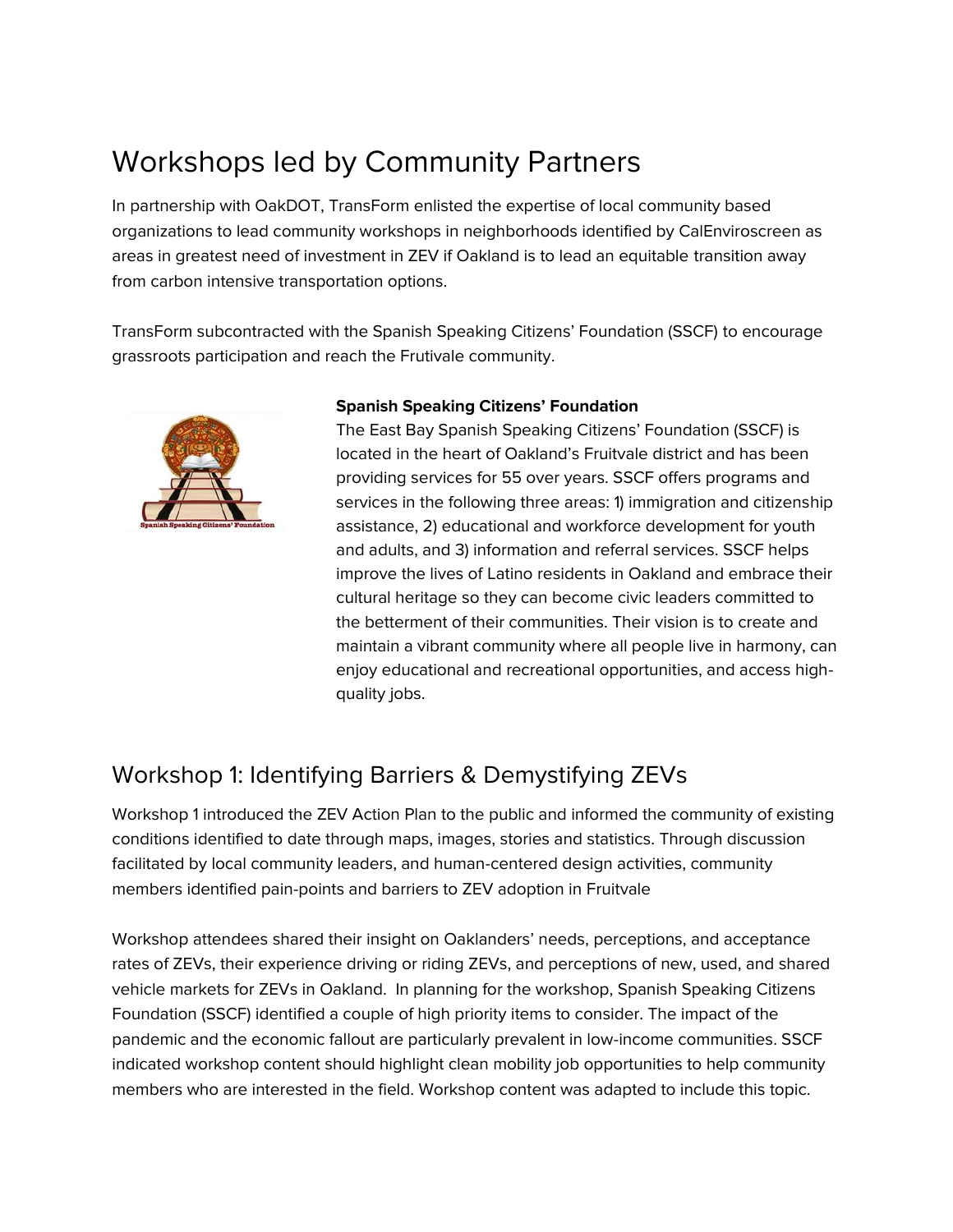# Workshops led by Community Partners

In partnership with OakDOT, TransForm enlisted the expertise of local community based organizations to lead community workshops in neighborhoods identified by CalEnviroscreen as areas in greatest need of investment in ZEV if Oakland is to lead an equitable transition away from carbon intensive transportation options.

TransForm subcontracted with the Spanish Speaking Citizens' Foundation (SSCF) to encourage grassroots participation and reach the Frutivale community.

**Spanish Speaking Citizens' Foundation**

The East Bay Spanish Speaking Citizens' Foundation (SSCF) is located in the heart of Oakland's Fruitvale district and has been providing services for 55 over years. SSCF offers programs and services in the following three areas: 1) immigration and citizenship assistance, 2) educational and workforce development for youth and adults, and 3) information and referral services. SSCF helps improve the lives of Latino residents in Oakland and embrace their cultural heritage so they can become civic leaders committed to the betterment of their communities. Their vision is to create and maintain a vibrant community where all people live in harmony, can enjoy educational and recreational opportunities, and access high-quality jobs.

## Workshop 1: Identifying Barriers & Demystifying ZEVs

Workshop 1 introduced the ZEV Action Plan to the public and informed the community of existing conditions identified to date through maps, images, stories and statistics. Through discussion facilitated by local community leaders, and human-centered design activities, community members identified pain-points and barriers to ZEV adoption in Fruitvale

Workshop attendees shared their insight on Oaklanders' needs, perceptions, and acceptance rates of ZEVs, their experience driving or riding ZEVs, and perceptions of new, used, and shared vehicle markets for ZEVs in Oakland. In planning for the workshop, Spanish Speaking Citizens Foundation (SSCF) identified a couple of high priority items to consider. The impact of the pandemic and the economic fallout are particularly prevalent in low-income communities. SSCF indicated workshop content should highlight clean mobility job opportunities to help community members who are interested in the field. Workshop content was adapted to include this topic.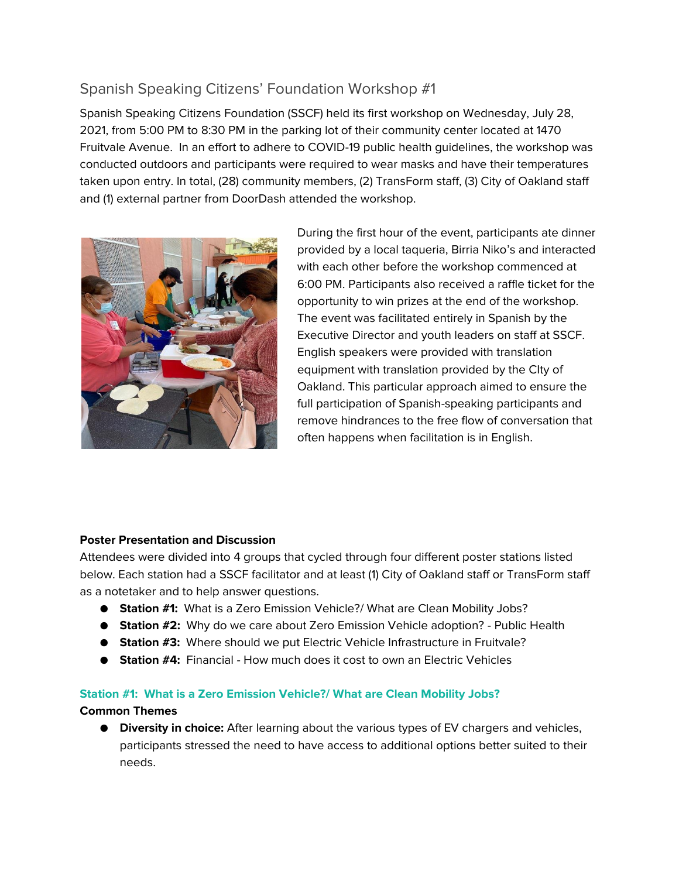## Spanish Speaking Citizens' Foundation Workshop #1

Spanish Speaking Citizens Foundation (SSCF) held its first workshop on Wednesday, July 28, 2021, from 5:00 PM to 8:30 PM in the parking lot of their community center located at 1470 Fruitvale Avenue. In an effort to adhere to COVID-19 public health guidelines, the workshop was conducted outdoors and participants were required to wear masks and have their temperatures taken upon entry. In total, (28) community members, (2) TransForm staff, (3) City of Oakland staff and (1) external partner from DoorDash attended the workshop.

During the first hour of the event, participants ate dinner provided by a local taqueria, Birria Niko's and interacted with each other before the workshop commenced at 6:00 PM. Participants also received a raffle ticket for the opportunity to win prizes at the end of the workshop. The event was facilitated entirely in Spanish by the Executive Director and youth leaders on staff at SSCF. English speakers were provided with translation equipment with translation provided by the CIty of Oakland. This particular approach aimed to ensure the full participation of Spanish-speaking participants and remove hindrances to the free flow of conversation that often happens when facilitation is in English.

**Poster Presentation and Discussion**

Attendees were divided into 4 groups that cycled through four different poster stations listed below. Each station had a SSCF facilitator and at least (1) City of Oakland staff or TransForm staff as a notetaker and to help answer questions.

- **Station #1:** What is a Zero Emission Vehicle?/ What are Clean Mobility Jobs?
- **Station #2:** Why do we care about Zero Emission Vehicle adoption? - Public Health
- **Station #3:** Where should we put Electric Vehicle Infrastructure in Fruitvale?
- **Station #4:** Financial - How much does it cost to own an Electric Vehicles

### Station #1: What is a Zero Emission Vehicle?/ What are Clean Mobility Jobs?

**Common Themes**

- **Diversity in choice:** After learning about the various types of EV chargers and vehicles, participants stressed the need to have access to additional options better suited to their needs.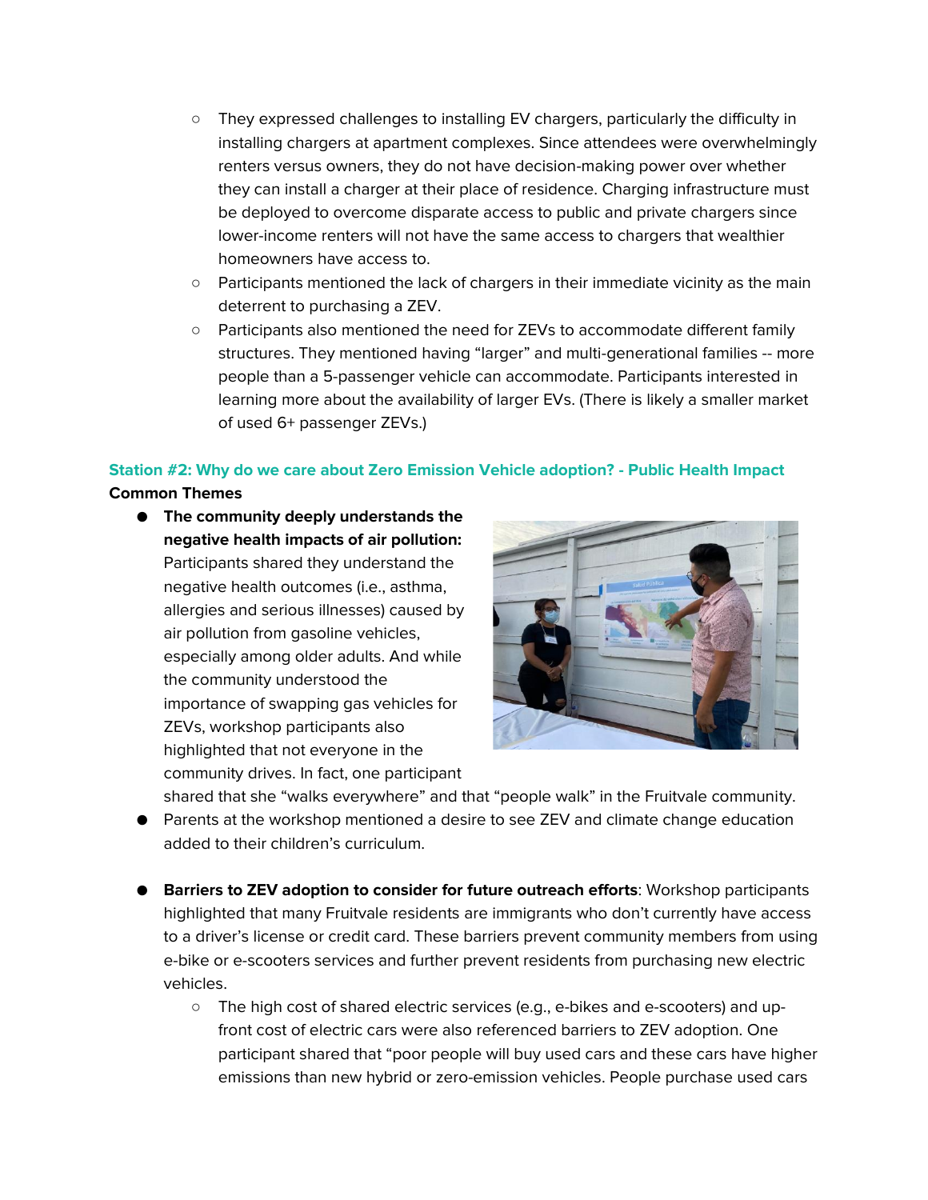- They expressed challenges to installing EV chargers, particularly the difficulty in installing chargers at apartment complexes. Since attendees were overwhelmingly renters versus owners, they do not have decision-making power over whether they can install a charger at their place of residence. Charging infrastructure must be deployed to overcome disparate access to public and private chargers since lower-income renters will not have the same access to chargers that wealthier homeowners have access to.
    - Participants mentioned the lack of chargers in their immediate vicinity as the main deterrent to purchasing a ZEV.
    - Participants also mentioned the need for ZEVs to accommodate different family structures. They mentioned having "larger" and multi-generational families -- more people than a 5-passenger vehicle can accommodate. Participants interested in learning more about the availability of larger EVs. (There is likely a smaller market of used 6+ passenger ZEVs.)

### Station #2: Why do we care about Zero Emission Vehicle adoption? - Public Health Impact

**Common Themes**

- **The community deeply understands the negative health impacts of air pollution:** Participants shared they understand the negative health outcomes (i.e., asthma, allergies and serious illnesses) caused by air pollution from gasoline vehicles, especially among older adults. And while the community understood the importance of swapping gas vehicles for ZEVs, workshop participants also highlighted that not everyone in the community drives. In fact, one participant shared that she "walks everywhere" and that "people walk" in the Fruitvale community.
- Parents at the workshop mentioned a desire to see ZEV and climate change education added to their children's curriculum.

- **Barriers to ZEV adoption to consider for future outreach efforts**: Workshop participants highlighted that many Fruitvale residents are immigrants who don't currently have access to a driver's license or credit card. These barriers prevent community members from using e-bike or e-scooters services and further prevent residents from purchasing new electric vehicles.
    - The high cost of shared electric services (e.g., e-bikes and e-scooters) and up-front cost of electric cars were also referenced barriers to ZEV adoption. One participant shared that "poor people will buy used cars and these cars have higher emissions than new hybrid or zero-emission vehicles. People purchase used cars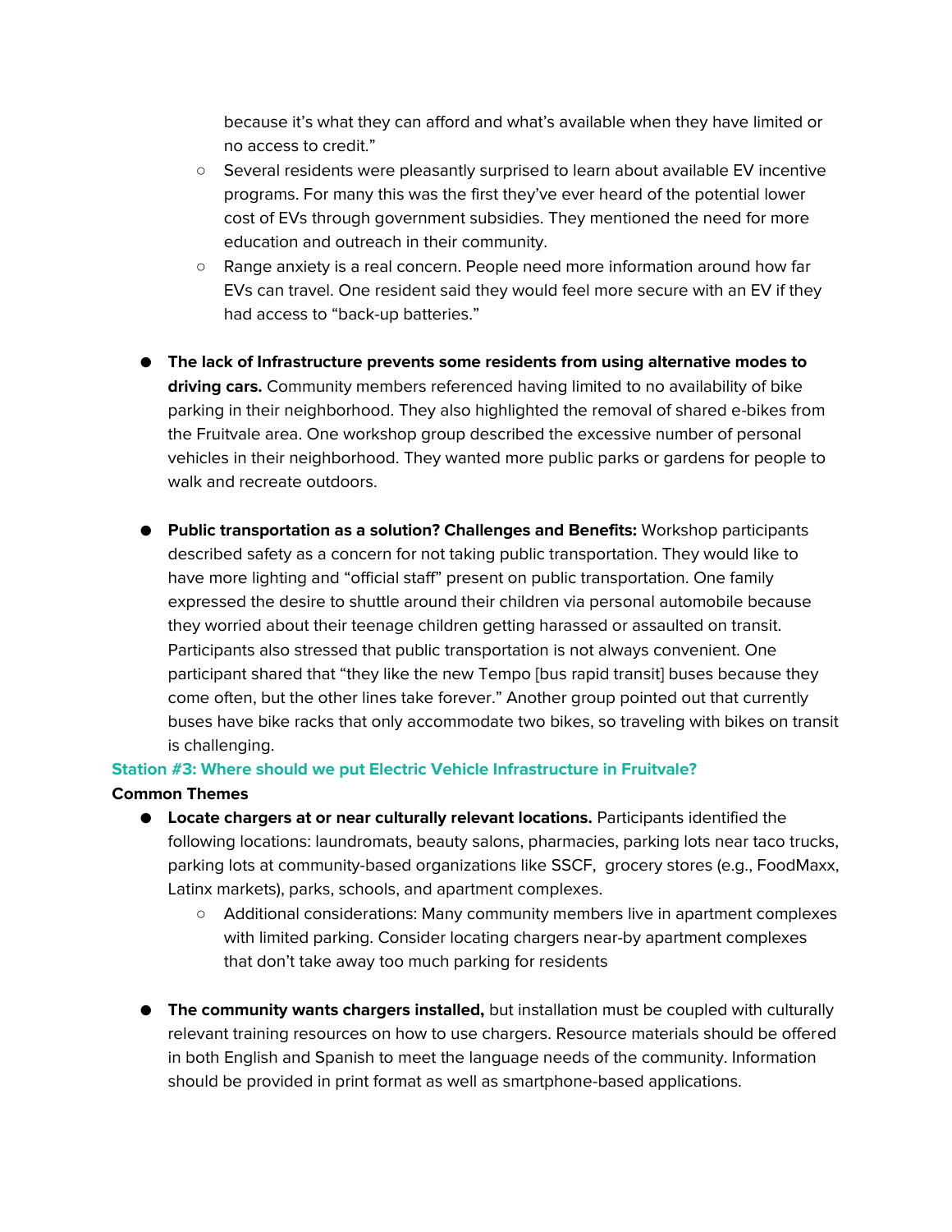because it's what they can afford and what's available when they have limited or no access to credit."
  - Several residents were pleasantly surprised to learn about available EV incentive programs. For many this was the first they've ever heard of the potential lower cost of EVs through government subsidies. They mentioned the need for more education and outreach in their community.
  - Range anxiety is a real concern. People need more information around how far EVs can travel. One resident said they would feel more secure with an EV if they had access to "back-up batteries."

- **The lack of Infrastructure prevents some residents from using alternative modes to driving cars.** Community members referenced having limited to no availability of bike parking in their neighborhood. They also highlighted the removal of shared e-bikes from the Fruitvale area. One workshop group described the excessive number of personal vehicles in their neighborhood. They wanted more public parks or gardens for people to walk and recreate outdoors.

- **Public transportation as a solution? Challenges and Benefits:** Workshop participants described safety as a concern for not taking public transportation. They would like to have more lighting and "official staff" present on public transportation. One family expressed the desire to shuttle around their children via personal automobile because they worried about their teenage children getting harassed or assaulted on transit. Participants also stressed that public transportation is not always convenient. One participant shared that "they like the new Tempo [bus rapid transit] buses because they come often, but the other lines take forever." Another group pointed out that currently buses have bike racks that only accommodate two bikes, so traveling with bikes on transit is challenging.

### Station #3: Where should we put Electric Vehicle Infrastructure in Fruitvale?

**Common Themes**

- **Locate chargers at or near culturally relevant locations.** Participants identified the following locations: laundromats, beauty salons, pharmacies, parking lots near taco trucks, parking lots at community-based organizations like SSCF, grocery stores (e.g., FoodMaxx, Latinx markets), parks, schools, and apartment complexes.
  - Additional considerations: Many community members live in apartment complexes with limited parking. Consider locating chargers near-by apartment complexes that don't take away too much parking for residents

- **The community wants chargers installed,** but installation must be coupled with culturally relevant training resources on how to use chargers. Resource materials should be offered in both English and Spanish to meet the language needs of the community. Information should be provided in print format as well as smartphone-based applications.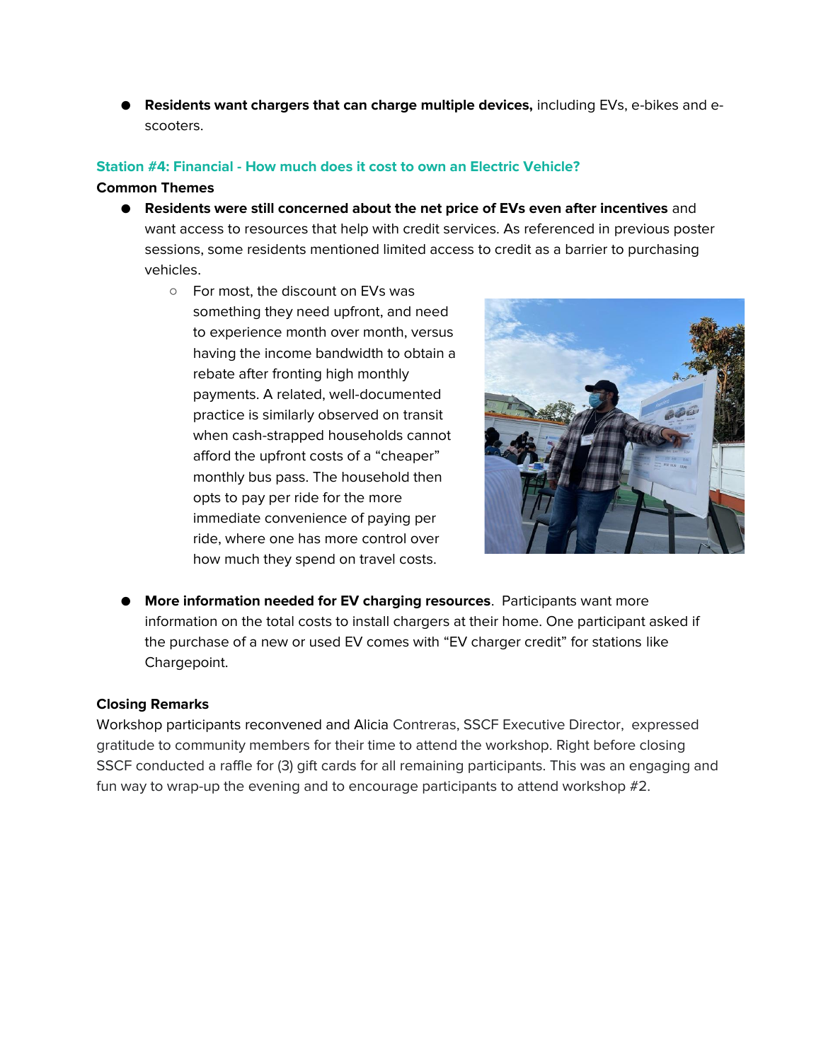- **Residents want chargers that can charge multiple devices,** including EVs, e-bikes and e-scooters.

### Station #4: Financial - How much does it cost to own an Electric Vehicle?

**Common Themes**

- **Residents were still concerned about the net price of EVs even after incentives** and want access to resources that help with credit services. As referenced in previous poster sessions, some residents mentioned limited access to credit as a barrier to purchasing vehicles.
  - For most, the discount on EVs was something they need upfront, and need to experience month over month, versus having the income bandwidth to obtain a rebate after fronting high monthly payments. A related, well-documented practice is similarly observed on transit when cash-strapped households cannot afford the upfront costs of a "cheaper" monthly bus pass. The household then opts to pay per ride for the more immediate convenience of paying per ride, where one has more control over how much they spend on travel costs.
- **More information needed for EV charging resources**. Participants want more information on the total costs to install chargers at their home. One participant asked if the purchase of a new or used EV comes with "EV charger credit" for stations like Chargepoint.

**Closing Remarks**

Workshop participants reconvened and Alicia Contreras, SSCF Executive Director, expressed gratitude to community members for their time to attend the workshop. Right before closing SSCF conducted a raffle for (3) gift cards for all remaining participants. This was an engaging and fun way to wrap-up the evening and to encourage participants to attend workshop #2.